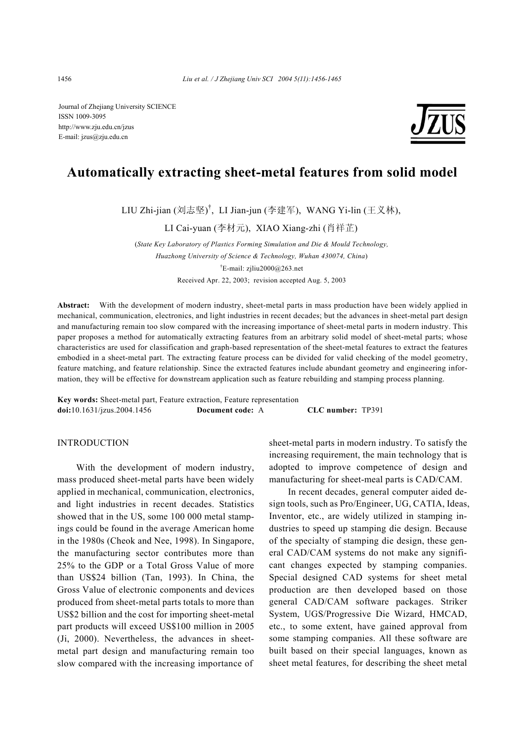Journal of Zhejiang University SCIENCE
ISSN 1009-3095
http://www.zju.edu.cn/jzus
E-mail: jzus@zju.edu.cn

# Automatically extracting sheet-metal features from solid model

LIU Zhi-jian (刘志坚)[†], LI Jian-jun (李建军), WANG Yi-lin (王义林), LI Cai-yuan (李材元), XIAO Xiang-zhi (肖祥芷)

(*State Key Laboratory of Plastics Forming Simulation and Die & Mould Technology, Huazhong University of Science & Technology, Wuhan 430074, China*)

[†]E-mail: zjliu2000@263.net

Received Apr. 22, 2003; revision accepted Aug. 5, 2003

**Abstract:** With the development of modern industry, sheet-metal parts in mass production have been widely applied in mechanical, communication, electronics, and light industries in recent decades; but the advances in sheet-metal part design and manufacturing remain too slow compared with the increasing importance of sheet-metal parts in modern industry. This paper proposes a method for automatically extracting features from an arbitrary solid model of sheet-metal parts; whose characteristics are used for classification and graph-based representation of the sheet-metal features to extract the features embodied in a sheet-metal part. The extracting feature process can be divided for valid checking of the model geometry, feature matching, and feature relationship. Since the extracted features include abundant geometry and engineering information, they will be effective for downstream application such as feature rebuilding and stamping process planning.

**Key words:** Sheet-metal part, Feature extraction, Feature representation
**doi:**10.1631/jzus.2004.1456 **Document code:** A **CLC number:** TP391

## INTRODUCTION

With the development of modern industry, mass produced sheet-metal parts have been widely applied in mechanical, communication, electronics, and light industries in recent decades. Statistics showed that in the US, some 100 000 metal stampings could be found in the average American home in the 1980s (Cheok and Nee, 1998). In Singapore, the manufacturing sector contributes more than 25% to the GDP or a Total Gross Value of more than US$24 billion (Tan, 1993). In China, the Gross Value of electronic components and devices produced from sheet-metal parts totals to more than US$2 billion and the cost for importing sheet-metal part products will exceed US$100 million in 2005 (Ji, 2000). Nevertheless, the advances in sheet-metal part design and manufacturing remain too slow compared with the increasing importance of sheet-metal parts in modern industry. To satisfy the increasing requirement, the main technology that is adopted to improve competence of design and manufacturing for sheet-meal parts is CAD/CAM.

In recent decades, general computer aided design tools, such as Pro/Engineer, UG, CATIA, Ideas, Inventor, etc., are widely utilized in stamping industries to speed up stamping die design. Because of the specialty of stamping die design, these general CAD/CAM systems do not make any significant changes expected by stamping companies. Special designed CAD systems for sheet metal production are then developed based on those general CAD/CAM software packages. Striker System, UGS/Progressive Die Wizard, HMCAD, etc., to some extent, have gained approval from some stamping companies. All these software are built based on their special languages, known as sheet metal features, for describing the sheet metal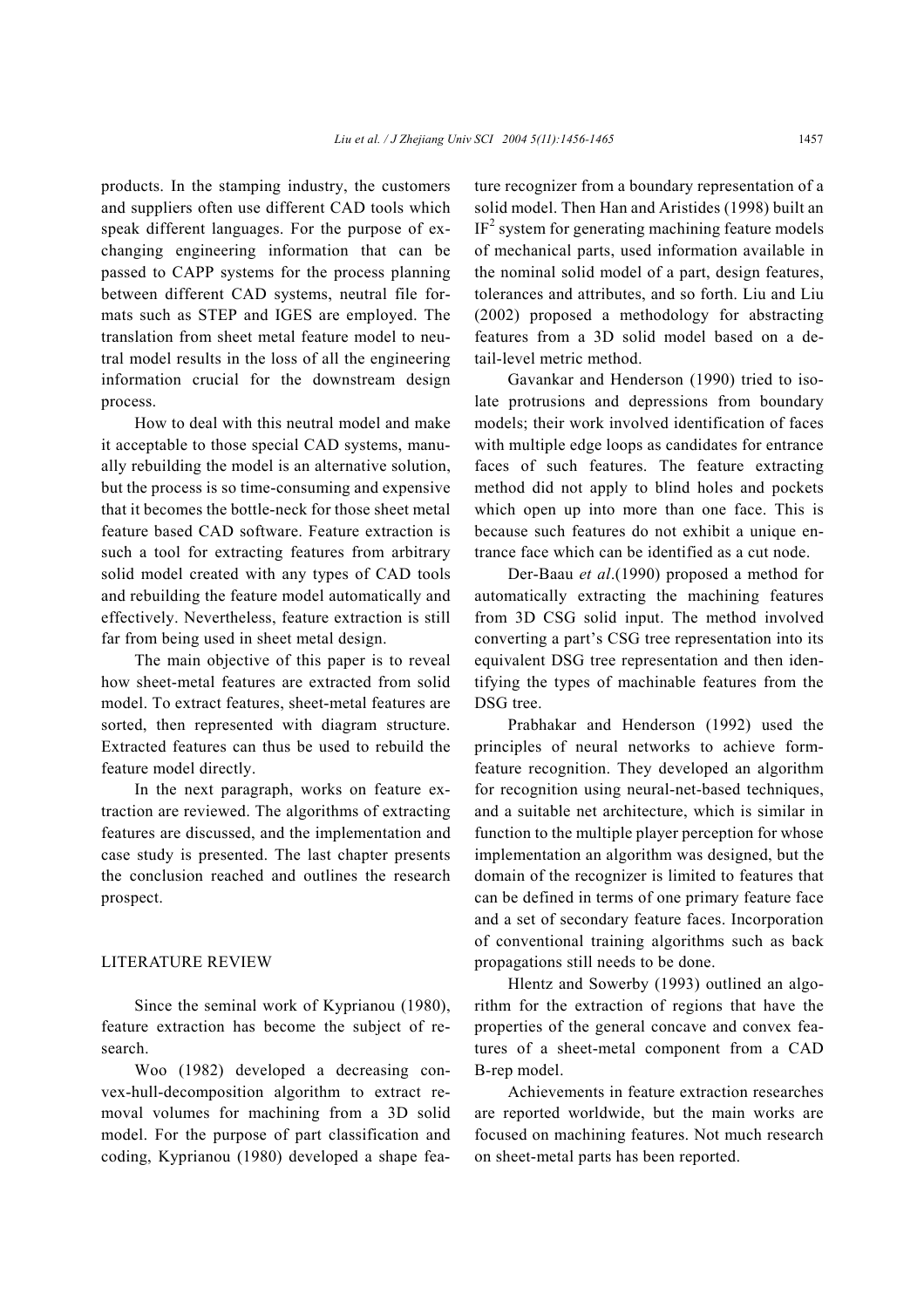products. In the stamping industry, the customers and suppliers often use different CAD tools which speak different languages. For the purpose of exchanging engineering information that can be passed to CAPP systems for the process planning between different CAD systems, neutral file formats such as STEP and IGES are employed. The translation from sheet metal feature model to neutral model results in the loss of all the engineering information crucial for the downstream design process.

How to deal with this neutral model and make it acceptable to those special CAD systems, manually rebuilding the model is an alternative solution, but the process is so time-consuming and expensive that it becomes the bottle-neck for those sheet metal feature based CAD software. Feature extraction is such a tool for extracting features from arbitrary solid model created with any types of CAD tools and rebuilding the feature model automatically and effectively. Nevertheless, feature extraction is still far from being used in sheet metal design.

The main objective of this paper is to reveal how sheet-metal features are extracted from solid model. To extract features, sheet-metal features are sorted, then represented with diagram structure. Extracted features can thus be used to rebuild the feature model directly.

In the next paragraph, works on feature extraction are reviewed. The algorithms of extracting features are discussed, and the implementation and case study is presented. The last chapter presents the conclusion reached and outlines the research prospect.

## LITERATURE REVIEW

Since the seminal work of Kyprianou (1980), feature extraction has become the subject of research.

Woo (1982) developed a decreasing convex-hull-decomposition algorithm to extract removal volumes for machining from a 3D solid model. For the purpose of part classification and coding, Kyprianou (1980) developed a shape feature recognizer from a boundary representation of a solid model. Then Han and Aristides (1998) built an $IF^2$ system for generating machining feature models of mechanical parts, used information available in the nominal solid model of a part, design features, tolerances and attributes, and so forth. Liu and Liu (2002) proposed a methodology for abstracting features from a 3D solid model based on a detail-level metric method.

Gavankar and Henderson (1990) tried to isolate protrusions and depressions from boundary models; their work involved identification of faces with multiple edge loops as candidates for entrance faces of such features. The feature extracting method did not apply to blind holes and pockets which open up into more than one face. This is because such features do not exhibit a unique entrance face which can be identified as a cut node.

Der-Baau *et al*.(1990) proposed a method for automatically extracting the machining features from 3D CSG solid input. The method involved converting a part's CSG tree representation into its equivalent DSG tree representation and then identifying the types of machinable features from the DSG tree.

Prabhakar and Henderson (1992) used the principles of neural networks to achieve form-feature recognition. They developed an algorithm for recognition using neural-net-based techniques, and a suitable net architecture, which is similar in function to the multiple player perception for whose implementation an algorithm was designed, but the domain of the recognizer is limited to features that can be defined in terms of one primary feature face and a set of secondary feature faces. Incorporation of conventional training algorithms such as back propagations still needs to be done.

Hlentz and Sowerby (1993) outlined an algorithm for the extraction of regions that have the properties of the general concave and convex features of a sheet-metal component from a CAD B-rep model.

Achievements in feature extraction researches are reported worldwide, but the main works are focused on machining features. Not much research on sheet-metal parts has been reported.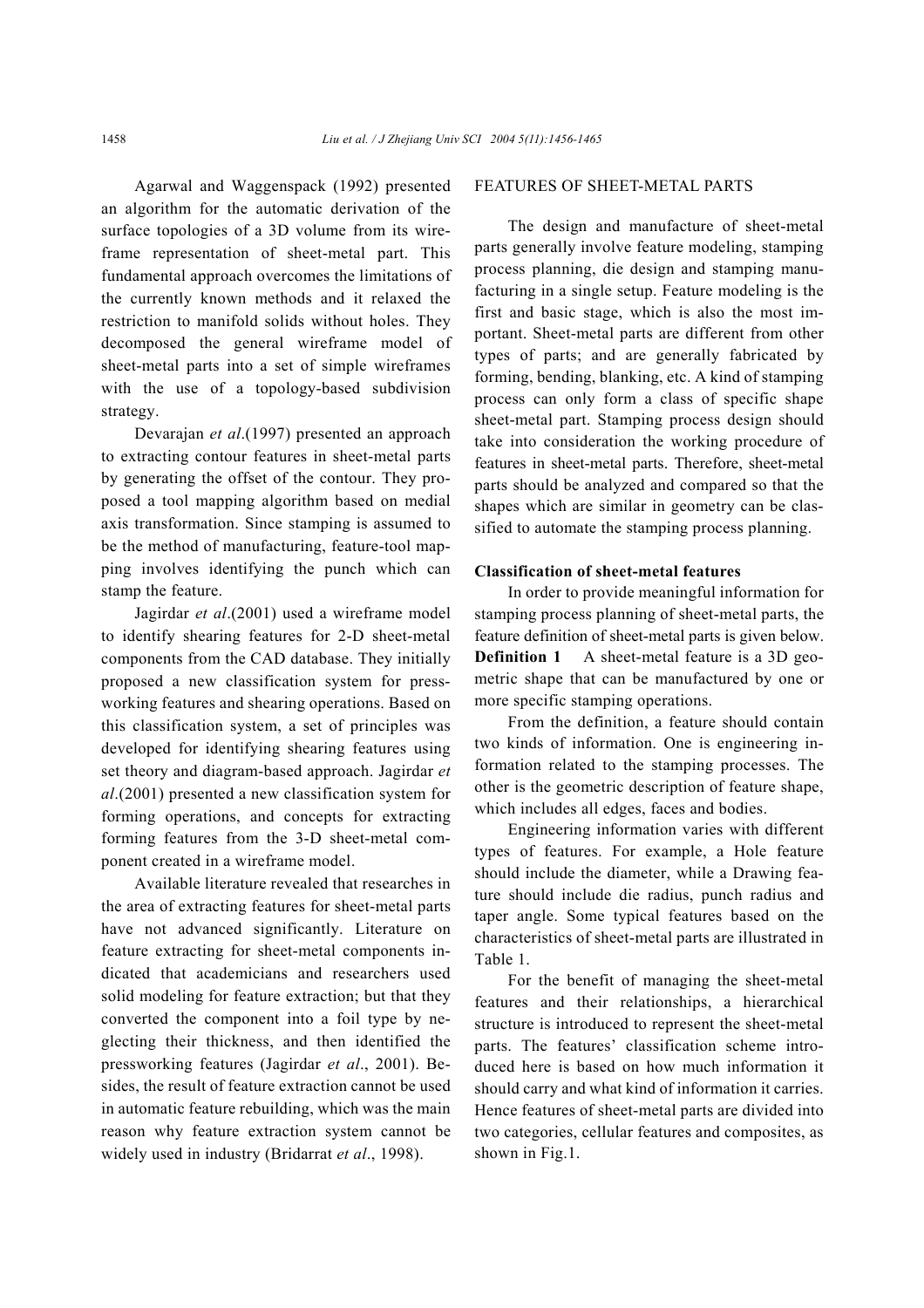Agarwal and Waggenspack (1992) presented an algorithm for the automatic derivation of the surface topologies of a 3D volume from its wireframe representation of sheet-metal part. This fundamental approach overcomes the limitations of the currently known methods and it relaxed the restriction to manifold solids without holes. They decomposed the general wireframe model of sheet-metal parts into a set of simple wireframes with the use of a topology-based subdivision strategy.

Devarajan *et al*.(1997) presented an approach to extracting contour features in sheet-metal parts by generating the offset of the contour. They proposed a tool mapping algorithm based on medial axis transformation. Since stamping is assumed to be the method of manufacturing, feature-tool mapping involves identifying the punch which can stamp the feature.

Jagirdar *et al*.(2001) used a wireframe model to identify shearing features for 2-D sheet-metal components from the CAD database. They initially proposed a new classification system for press-working features and shearing operations. Based on this classification system, a set of principles was developed for identifying shearing features using set theory and diagram-based approach. Jagirdar *et al*.(2001) presented a new classification system for forming operations, and concepts for extracting forming features from the 3-D sheet-metal component created in a wireframe model.

Available literature revealed that researches in the area of extracting features for sheet-metal parts have not advanced significantly. Literature on feature extracting for sheet-metal components indicated that academicians and researchers used solid modeling for feature extraction; but that they converted the component into a foil type by neglecting their thickness, and then identified the pressworking features (Jagirdar *et al*., 2001). Besides, the result of feature extraction cannot be used in automatic feature rebuilding, which was the main reason why feature extraction system cannot be widely used in industry (Bridarrat *et al*., 1998).

## FEATURES OF SHEET-METAL PARTS

The design and manufacture of sheet-metal parts generally involve feature modeling, stamping process planning, die design and stamping manufacturing in a single setup. Feature modeling is the first and basic stage, which is also the most important. Sheet-metal parts are different from other types of parts; and are generally fabricated by forming, bending, blanking, etc. A kind of stamping process can only form a class of specific shape sheet-metal part. Stamping process design should take into consideration the working procedure of features in sheet-metal parts. Therefore, sheet-metal parts should be analyzed and compared so that the shapes which are similar in geometry can be classified to automate the stamping process planning.

### Classification of sheet-metal features

In order to provide meaningful information for stamping process planning of sheet-metal parts, the feature definition of sheet-metal parts is given below.

**Definition 1** A sheet-metal feature is a 3D geometric shape that can be manufactured by one or more specific stamping operations.

From the definition, a feature should contain two kinds of information. One is engineering information related to the stamping processes. The other is the geometric description of feature shape, which includes all edges, faces and bodies.

Engineering information varies with different types of features. For example, a Hole feature should include the diameter, while a Drawing feature should include die radius, punch radius and taper angle. Some typical features based on the characteristics of sheet-metal parts are illustrated in Table 1.

For the benefit of managing the sheet-metal features and their relationships, a hierarchical structure is introduced to represent the sheet-metal parts. The features' classification scheme introduced here is based on how much information it should carry and what kind of information it carries. Hence features of sheet-metal parts are divided into two categories, cellular features and composites, as shown in Fig.1.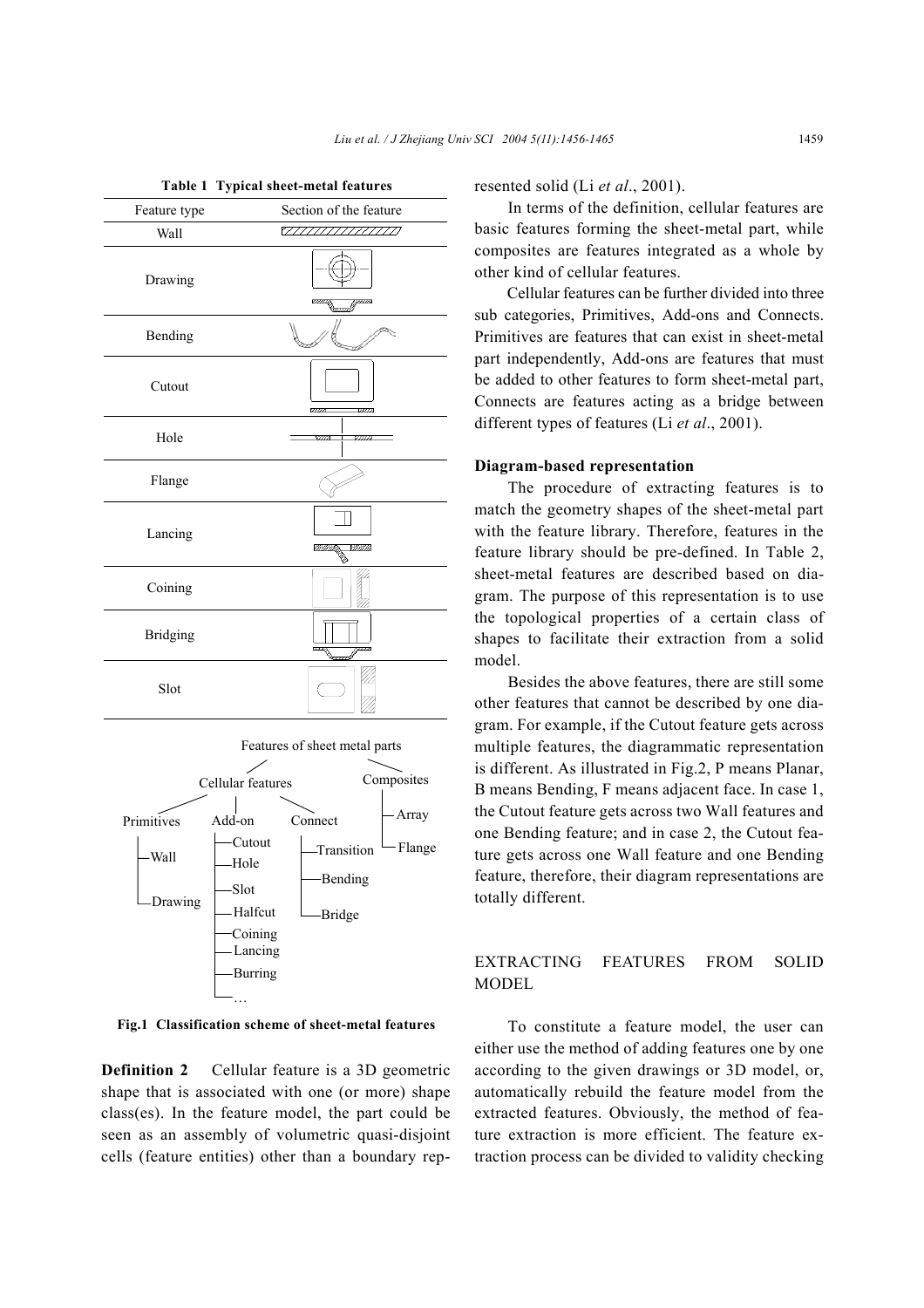**Table 1 Typical sheet-metal features**

| Feature type | Section of the feature |
|---|---|
| Wall | |
| Drawing | |
| Bending | |
| Cutout | |
| Hole | |
| Flange | |
| Lancing | |
| Coining | |
| Bridging | |
| Slot | |

Features of sheet metal parts
- Cellular features
  - Primitives
    - Wall
    - Drawing
  - Add-on
    - Cutout
    - Hole
    - Slot
    - Halfcut
    - Coining
    - Lancing
    - Burring
    - …
  - Connect
    - Transition
    - Bending
    - Bridge
- Composites
  - Array
  - Flange

**Fig.1 Classification scheme of sheet-metal features**

**Definition 2** Cellular feature is a 3D geometric shape that is associated with one (or more) shape class(es). In the feature model, the part could be seen as an assembly of volumetric quasi-disjoint cells (feature entities) other than a boundary represented solid (Li *et al*., 2001).

In terms of the definition, cellular features are basic features forming the sheet-metal part, while composites are features integrated as a whole by other kind of cellular features.

Cellular features can be further divided into three sub categories, Primitives, Add-ons and Connects. Primitives are features that can exist in sheet-metal part independently, Add-ons are features that must be added to other features to form sheet-metal part, Connects are features acting as a bridge between different types of features (Li *et al*., 2001).

### Diagram-based representation

The procedure of extracting features is to match the geometry shapes of the sheet-metal part with the feature library. Therefore, features in the feature library should be pre-defined. In Table 2, sheet-metal features are described based on diagram. The purpose of this representation is to use the topological properties of a certain class of shapes to facilitate their extraction from a solid model.

Besides the above features, there are still some other features that cannot be described by one diagram. For example, if the Cutout feature gets across multiple features, the diagrammatic representation is different. As illustrated in Fig.2, P means Planar, B means Bending, F means adjacent face. In case 1, the Cutout feature gets across two Wall features and one Bending feature; and in case 2, the Cutout feature gets across one Wall feature and one Bending feature, therefore, their diagram representations are totally different.

## EXTRACTING FEATURES FROM SOLID MODEL

To constitute a feature model, the user can either use the method of adding features one by one according to the given drawings or 3D model, or, automatically rebuild the feature model from the extracted features. Obviously, the method of feature extraction is more efficient. The feature extraction process can be divided to validity checking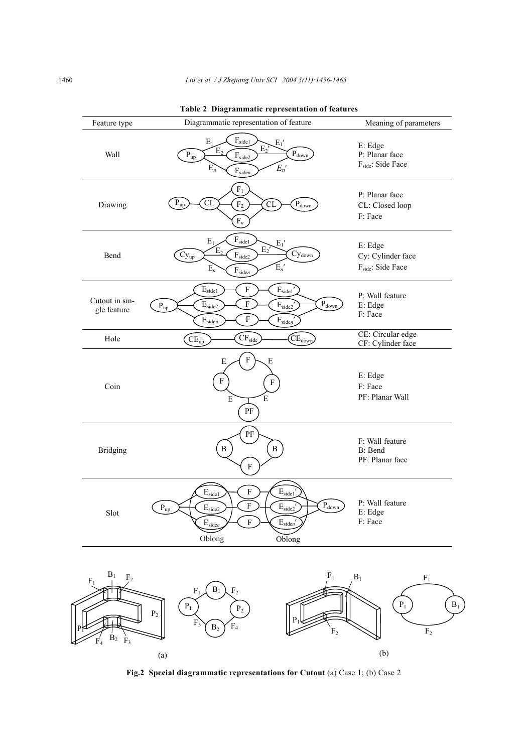**Table 2  Diagrammatic representation of features**

| Feature type | Diagrammatic representation of feature | Meaning of parameters |
|---|---|---|
| Wall | | E: Edge<br>P: Planar face<br>$F_{side}$: Side Face |
| Drawing | | P: Planar face<br>CL: Closed loop<br>F: Face |
| Bend | | E: Edge<br>Cy: Cylinder face<br>$F_{side}$: Side Face |
| Cutout in single feature | | P: Wall feature<br>E: Edge<br>F: Face |
| Hole | | CE: Circular edge<br>CF: Cylinder face |
| Coin | | E: Edge<br>F: Face<br>PF: Planar Wall |
| Bridging | | F: Wall feature<br>B: Bend<br>PF: Planar face |
| Slot | | P: Wall feature<br>E: Edge<br>F: Face |

**Fig.2  Special diagrammatic representations for Cutout** (a) Case 1; (b) Case 2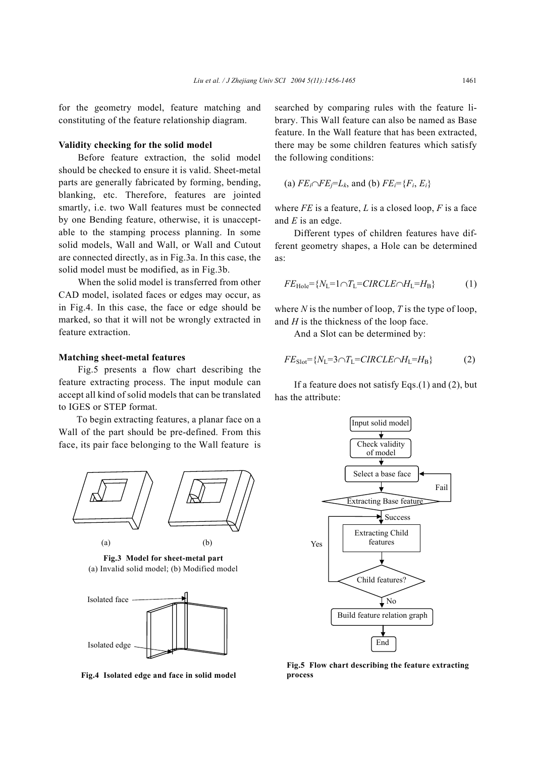for the geometry model, feature matching and constituting of the feature relationship diagram.

**Validity checking for the solid model**

Before feature extraction, the solid model should be checked to ensure it is valid. Sheet-metal parts are generally fabricated by forming, bending, blanking, etc. Therefore, features are jointed smartly, i.e. two Wall features must be connected by one Bending feature, otherwise, it is unacceptable to the stamping process planning. In some solid models, Wall and Wall, or Wall and Cutout are connected directly, as in Fig.3a. In this case, the solid model must be modified, as in Fig.3b.

When the solid model is transferred from other CAD model, isolated faces or edges may occur, as in Fig.4. In this case, the face or edge should be marked, so that it will not be wrongly extracted in feature extraction.

**Fig.3 Model for sheet-metal part**
(a) Invalid solid model; (b) Modified model

**Fig.4 Isolated edge and face in solid model**

**Matching sheet-metal features**

Fig.5 presents a flow chart describing the feature extracting process. The input module can accept all kind of solid models that can be translated to IGES or STEP format.

To begin extracting features, a planar face on a Wall of the part should be pre-defined. From this face, its pair face belonging to the Wall feature is searched by comparing rules with the feature library. This Wall feature can also be named as Base feature. In the Wall feature that has been extracted, there may be some children features which satisfy the following conditions:

(a) $FE_i \cap FE_j = L_k$, and (b) $FE_i = \{F_i, E_i\}$

where $FE$ is a feature, $L$ is a closed loop, $F$ is a face and $E$ is an edge.

Different types of children features have different geometry shapes, a Hole can be determined as:

$$FE_{\text{Hole}} = \{N_L = 1 \cap T_L = CIRCLE \cap H_L = H_B\} \tag{1}$$

where $N$ is the number of loop, $T$ is the type of loop, and $H$ is the thickness of the loop face.

And a Slot can be determined by:

$$FE_{\text{Slot}} = \{N_L = 3 \cap T_L = CIRCLE \cap H_L = H_B\} \tag{2}$$

If a feature does not satisfy Eqs.(1) and (2), but has the attribute:

**Fig.5 Flow chart describing the feature extracting process**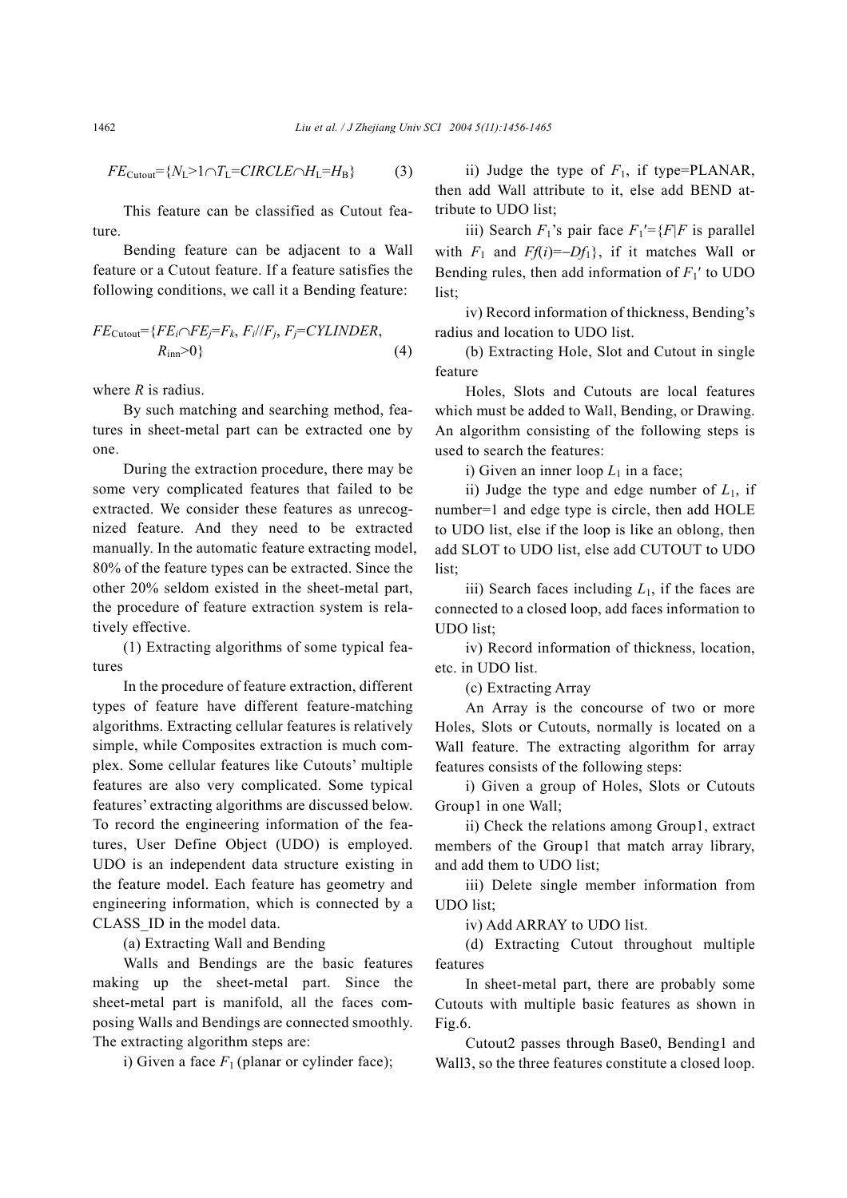$$FE_{\text{Cutout}}=\{N_L>1\cap T_L=CIRCLE\cap H_L=H_B\} \qquad (3)$$

This feature can be classified as Cutout feature.

Bending feature can be adjacent to a Wall feature or a Cutout feature. If a feature satisfies the following conditions, we call it a Bending feature:

$$FE_{\text{Cutout}}=\{FE_i\cap FE_j=F_k,\ F_i//F_j,\ F_j=CYLINDER,\ R_{\text{inn}}>0\} \qquad (4)$$

where $R$ is radius.

By such matching and searching method, features in sheet-metal part can be extracted one by one.

During the extraction procedure, there may be some very complicated features that failed to be extracted. We consider these features as unrecognized feature. And they need to be extracted manually. In the automatic feature extracting model, 80% of the feature types can be extracted. Since the other 20% seldom existed in the sheet-metal part, the procedure of feature extraction system is relatively effective.

(1) Extracting algorithms of some typical features

In the procedure of feature extraction, different types of feature have different feature-matching algorithms. Extracting cellular features is relatively simple, while Composites extraction is much complex. Some cellular features like Cutouts' multiple features are also very complicated. Some typical features' extracting algorithms are discussed below. To record the engineering information of the features, User Define Object (UDO) is employed. UDO is an independent data structure existing in the feature model. Each feature has geometry and engineering information, which is connected by a CLASS_ID in the model data.

(a) Extracting Wall and Bending

Walls and Bendings are the basic features making up the sheet-metal part. Since the sheet-metal part is manifold, all the faces composing Walls and Bendings are connected smoothly. The extracting algorithm steps are:

i) Given a face $F_1$ (planar or cylinder face);

ii) Judge the type of $F_1$, if type=PLANAR, then add Wall attribute to it, else add BEND attribute to UDO list;

iii) Search $F_1$'s pair face $F_1'=\{F|F$ is parallel with $F_1$ and $Ff(i)=-Df_1\}$, if it matches Wall or Bending rules, then add information of $F_1'$ to UDO list;

iv) Record information of thickness, Bending's radius and location to UDO list.

(b) Extracting Hole, Slot and Cutout in single feature

Holes, Slots and Cutouts are local features which must be added to Wall, Bending, or Drawing. An algorithm consisting of the following steps is used to search the features:

i) Given an inner loop $L_1$ in a face;

ii) Judge the type and edge number of $L_1$, if number=1 and edge type is circle, then add HOLE to UDO list, else if the loop is like an oblong, then add SLOT to UDO list, else add CUTOUT to UDO list;

iii) Search faces including $L_1$, if the faces are connected to a closed loop, add faces information to UDO list;

iv) Record information of thickness, location, etc. in UDO list.

(c) Extracting Array

An Array is the concourse of two or more Holes, Slots or Cutouts, normally is located on a Wall feature. The extracting algorithm for array features consists of the following steps:

i) Given a group of Holes, Slots or Cutouts Group1 in one Wall;

ii) Check the relations among Group1, extract members of the Group1 that match array library, and add them to UDO list;

iii) Delete single member information from UDO list;

iv) Add ARRAY to UDO list.

(d) Extracting Cutout throughout multiple features

In sheet-metal part, there are probably some Cutouts with multiple basic features as shown in Fig.6.

Cutout2 passes through Base0, Bending1 and Wall3, so the three features constitute a closed loop.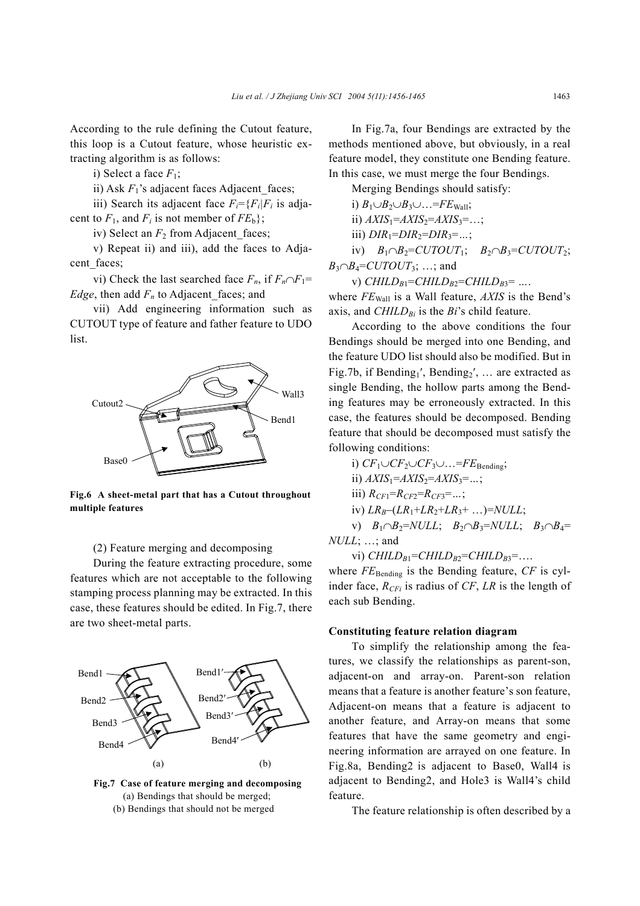According to the rule defining the Cutout feature, this loop is a Cutout feature, whose heuristic extracting algorithm is as follows:

i) Select a face $F_1$;

ii) Ask $F_1$'s adjacent faces Adjacent_faces;

iii) Search its adjacent face $F_i=\{F_i|F_i$ is adjacent to $F_1$, and $F_i$ is not member of $FE_b\}$;

iv) Select an $F_2$ from Adjacent_faces;

v) Repeat ii) and iii), add the faces to Adjacent_faces;

vi) Check the last searched face $F_n$, if $F_n \cap F_1 = Edge$, then add $F_n$ to Adjacent_faces; and

vii) Add engineering information such as CUTOUT type of feature and father feature to UDO list.

**Fig.6 A sheet-metal part that has a Cutout throughout multiple features**

(2) Feature merging and decomposing

During the feature extracting procedure, some features which are not acceptable to the following stamping process planning may be extracted. In this case, these features should be edited. In Fig.7, there are two sheet-metal parts.

**Fig.7 Case of feature merging and decomposing**
(a) Bendings that should be merged;
(b) Bendings that should not be merged

In Fig.7a, four Bendings are extracted by the methods mentioned above, but obviously, in a real feature model, they constitute one Bending feature. In this case, we must merge the four Bendings.

Merging Bendings should satisfy:

i) $B_1 \cup B_2 \cup B_3 \cup \ldots = FE_{\text{Wall}}$;

ii) $AXIS_1 = AXIS_2 = AXIS_3 = \ldots$;

iii) $DIR_1 = DIR_2 = DIR_3 = \ldots$;

iv) $B_1 \cap B_2 = CUTOUT_1$; $B_2 \cap B_3 = CUTOUT_2$; $B_3 \cap B_4 = CUTOUT_3$; …; and

v) $CHILD_{B1} = CHILD_{B2} = CHILD_{B3} = \ldots$.

where $FE_{\text{Wall}}$ is a Wall feature, $AXIS$ is the Bend's axis, and $CHILD_{Bi}$ is the $Bi$'s child feature.

According to the above conditions the four Bendings should be merged into one Bending, and the feature UDO list should also be modified. But in Fig.7b, if Bending$_1'$, Bending$_2'$, … are extracted as single Bending, the hollow parts among the Bending features may be erroneously extracted. In this case, the features should be decomposed. Bending feature that should be decomposed must satisfy the following conditions:

i) $CF_1 \cup CF_2 \cup CF_3 \cup \ldots = FE_{\text{Bending}}$;

ii) $AXIS_1 = AXIS_2 = AXIS_3 = \ldots$;

iii) $R_{CF1} = R_{CF2} = R_{CF3} = \ldots$;

iv) $LR_B - (LR_1 + LR_2 + LR_3 + \ldots) = NULL$;

v) $B_1 \cap B_2 = NULL$; $B_2 \cap B_3 = NULL$; $B_3 \cap B_4 = NULL$; …; and

vi) $CHILD_{B1} = CHILD_{B2} = CHILD_{B3} = \ldots$.

where $FE_{\text{Bending}}$ is the Bending feature, $CF$ is cylinder face, $R_{CFi}$ is radius of $CF$, $LR$ is the length of each sub Bending.

### Constituting feature relation diagram

To simplify the relationship among the features, we classify the relationships as parent-son, adjacent-on and array-on. Parent-son relation means that a feature is another feature's son feature, Adjacent-on means that a feature is adjacent to another feature, and Array-on means that some features that have the same geometry and engineering information are arrayed on one feature. In Fig.8a, Bending2 is adjacent to Base0, Wall4 is adjacent to Bending2, and Hole3 is Wall4's child feature.

The feature relationship is often described by a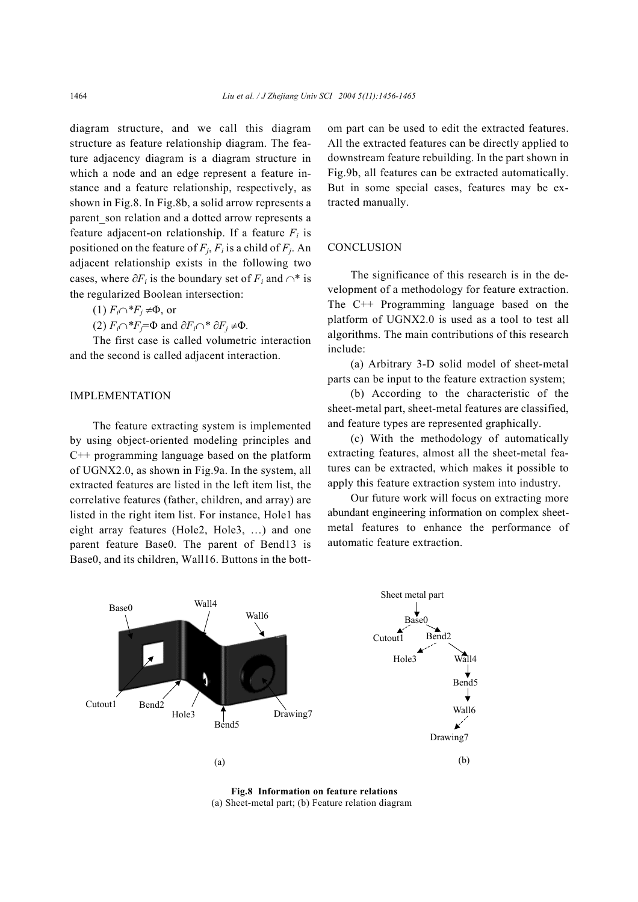diagram structure, and we call this diagram structure as feature relationship diagram. The feature adjacency diagram is a diagram structure in which a node and an edge represent a feature instance and a feature relationship, respectively, as shown in Fig.8. In Fig.8b, a solid arrow represents a parent_son relation and a dotted arrow represents a feature adjacent-on relationship. If a feature $F_i$ is positioned on the feature of $F_j$, $F_i$ is a child of $F_j$. An adjacent relationship exists in the following two cases, where $\partial F_i$ is the boundary set of $F_i$ and $\cap^*$ is the regularized Boolean intersection:

(1) $F_i \cap^* F_j \neq \Phi$, or

(2) $F_i \cap^* F_j = \Phi$ and $\partial F_i \cap^* \partial F_j \neq \Phi$.

The first case is called volumetric interaction and the second is called adjacent interaction.

## IMPLEMENTATION

The feature extracting system is implemented by using object-oriented modeling principles and C++ programming language based on the platform of UGNX2.0, as shown in Fig.9a. In the system, all extracted features are listed in the left item list, the correlative features (father, children, and array) are listed in the right item list. For instance, Hole1 has eight array features (Hole2, Hole3, …) and one parent feature Base0. The parent of Bend13 is Base0, and its children, Wall16. Buttons in the bottom part can be used to edit the extracted features. All the extracted features can be directly applied to downstream feature rebuilding. In the part shown in Fig.9b, all features can be extracted automatically. But in some special cases, features may be extracted manually.

## CONCLUSION

The significance of this research is in the development of a methodology for feature extraction. The C++ Programming language based on the platform of UGNX2.0 is used as a tool to test all algorithms. The main contributions of this research include:

(a) Arbitrary 3-D solid model of sheet-metal parts can be input to the feature extraction system;

(b) According to the characteristic of the sheet-metal part, sheet-metal features are classified, and feature types are represented graphically.

(c) With the methodology of automatically extracting features, almost all the sheet-metal features can be extracted, which makes it possible to apply this feature extraction system into industry.

Our future work will focus on extracting more abundant engineering information on complex sheet-metal features to enhance the performance of automatic feature extraction.

**Fig.8 Information on feature relations**
(a) Sheet-metal part; (b) Feature relation diagram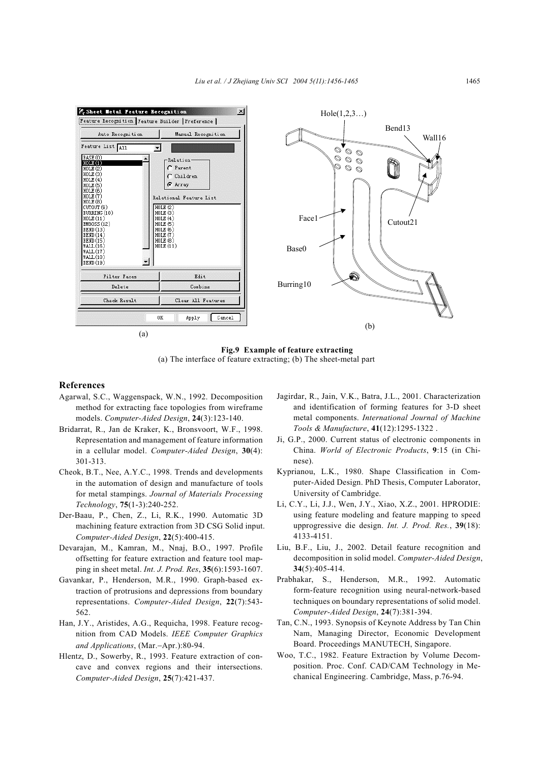Hole(1,2,3…)

Bend13

Wall16

Face1

Cutout21

Base0

Burring10

(a)

(b)

**Fig.9 Example of feature extracting**
(a) The interface of feature extracting; (b) The sheet-metal part

## References

Agarwal, S.C., Waggenspack, W.N., 1992. Decomposition method for extracting face topologies from wireframe models. *Computer-Aided Design*, **24**(3):123-140.

Bridarrat, R., Jan de Kraker, K., Bronsvoort, W.F., 1998. Representation and management of feature information in a cellular model. *Computer-Aided Design*, **30**(4): 301-313.

Cheok, B.T., Nee, A.Y.C., 1998. Trends and developments in the automation of design and manufacture of tools for metal stampings. *Journal of Materials Processing Technology*, **75**(1-3):240-252.

Der-Baau, P., Chen, Z., Li, R.K., 1990. Automatic 3D machining feature extraction from 3D CSG Solid input. *Computer-Aided Design*, **22**(5):400-415.

Devarajan, M., Kamran, M., Nnaj, B.O., 1997. Profile offsetting for feature extraction and feature tool mapping in sheet metal. *Int. J. Prod. Res*, **35**(6):1593-1607.

Gavankar, P., Henderson, M.R., 1990. Graph-based extraction of protrusions and depressions from boundary representations. *Computer-Aided Design*, **22**(7):543-562.

Han, J.Y., Aristides, A.G., Requicha, 1998. Feature recognition from CAD Models. *IEEE Computer Graphics and Applications*, (Mar.–Apr.):80-94.

Hlentz, D., Sowerby, R., 1993. Feature extraction of concave and convex regions and their intersections. *Computer-Aided Design*, **25**(7):421-437.

Jagirdar, R., Jain, V.K., Batra, J.L., 2001. Characterization and identification of forming features for 3-D sheet metal components. *International Journal of Machine Tools & Manufacture*, **41**(12):1295-1322 .

Ji, G.P., 2000. Current status of electronic components in China. *World of Electronic Products*, **9**:15 (in Chinese).

Kyprianou, L.K., 1980. Shape Classification in Computer-Aided Design. PhD Thesis, Computer Laborator, University of Cambridge.

Li, C.Y., Li, J.J., Wen, J.Y., Xiao, X.Z., 2001. HPRODIE: using feature modeling and feature mapping to speed upprogressive die design. *Int. J. Prod. Res.*, **39**(18): 4133-4151.

Liu, B.F., Liu, J., 2002. Detail feature recognition and decomposition in solid model. *Computer-Aided Design*, **34**(5):405-414.

Prabhakar, S., Henderson, M.R., 1992. Automatic form-feature recognition using neural-network-based techniques on boundary representations of solid model. *Computer-Aided Design*, **24**(7):381-394.

Tan, C.N., 1993. Synopsis of Keynote Address by Tan Chin Nam, Managing Director, Economic Development Board. Proceedings MANUTECH, Singapore.

Woo, T.C., 1982. Feature Extraction by Volume Decomposition. Proc. Conf. CAD/CAM Technology in Mechanical Engineering. Cambridge, Mass, p.76-94.